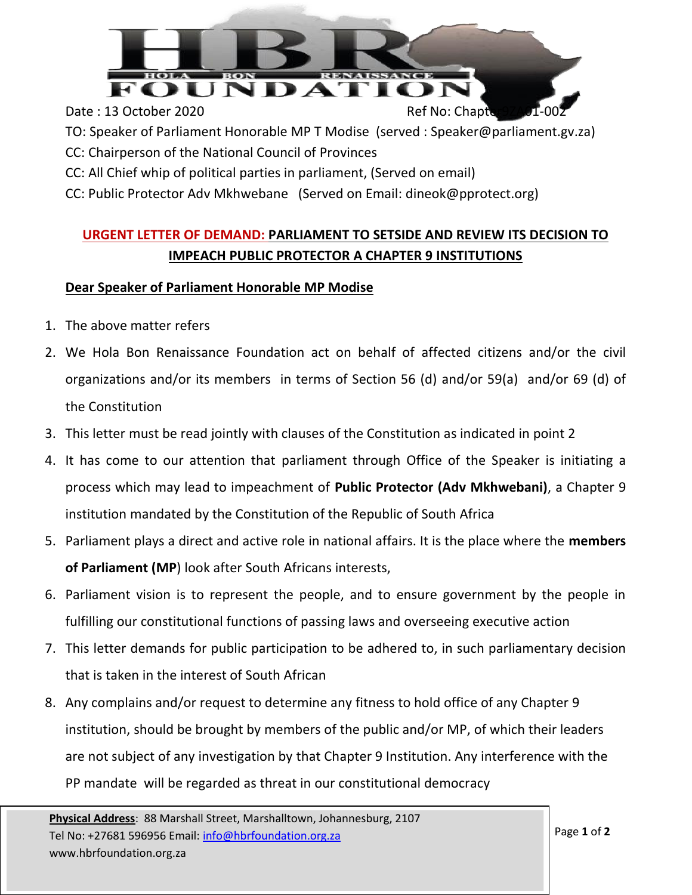HOLA BON RENAISSANCE FOUNDATION

Date : 13 October 2020 Ref No: Chapter9Z001-002

TO: Speaker of Parliament Honorable MP T Modise (served : Speaker@parliament.gv.za)

CC: Chairperson of the National Council of Provinces

CC: All Chief whip of political parties in parliament, (Served on email)

CC: Public Protector Adv Mkhwebane (Served on Email: dineok@pprotect.org)

## URGENT LETTER OF DEMAND: PARLIAMENT TO SETSIDE AND REVIEW ITS DECISION TO IMPEACH PUBLIC PROTECTOR A CHAPTER 9 INSTITUTIONS

**Dear Speaker of Parliament Honorable MP Modise**

1. The above matter refers
2. We Hola Bon Renaissance Foundation act on behalf of affected citizens and/or the civil organizations and/or its members in terms of Section 56 (d) and/or 59(a) and/or 69 (d) of the Constitution
3. This letter must be read jointly with clauses of the Constitution as indicated in point 2
4. It has come to our attention that parliament through Office of the Speaker is initiating a process which may lead to impeachment of **Public Protector (Adv Mkhwebani)**, a Chapter 9 institution mandated by the Constitution of the Republic of South Africa
5. Parliament plays a direct and active role in national affairs. It is the place where the **members of Parliament (MP**) look after South Africans interests,
6. Parliament vision is to represent the people, and to ensure government by the people in fulfilling our constitutional functions of passing laws and overseeing executive action
7. This letter demands for public participation to be adhered to, in such parliamentary decision that is taken in the interest of South African
8. Any complains and/or request to determine any fitness to hold office of any Chapter 9 institution, should be brought by members of the public and/or MP, of which their leaders are not subject of any investigation by that Chapter 9 Institution. Any interference with the PP mandate will be regarded as threat in our constitutional democracy

**Physical Address**: 88 Marshall Street, Marshalltown, Johannesburg, 2107
Tel No: +27681 596956 Email: info@hbrfoundation.org.za
www.hbrfoundation.org.za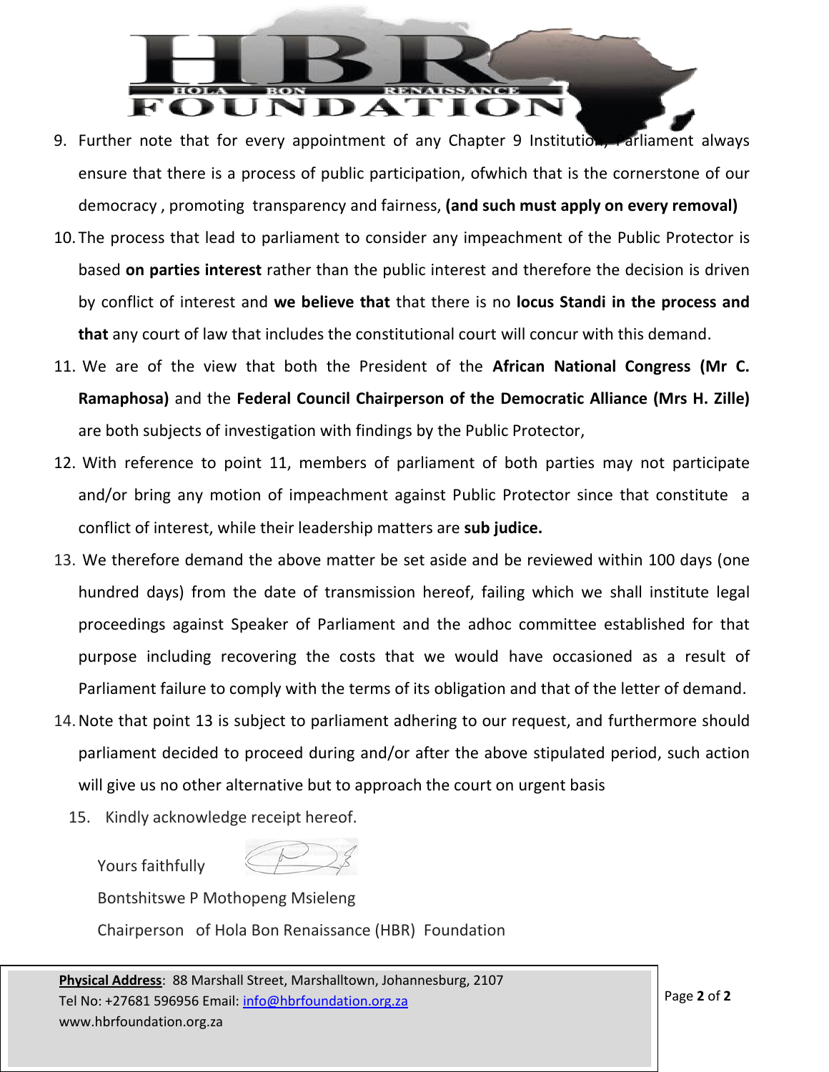9. Further note that for every appointment of any Chapter 9 Institution, Parliament always ensure that there is a process of public participation, ofwhich that is the cornerstone of our democracy , promoting transparency and fairness, **(and such must apply on every removal)**
10. The process that lead to parliament to consider any impeachment of the Public Protector is based **on parties interest** rather than the public interest and therefore the decision is driven by conflict of interest and **we believe that** that there is no **locus Standi in the process and that** any court of law that includes the constitutional court will concur with this demand.
11. We are of the view that both the President of the **African National Congress (Mr C. Ramaphosa)** and the **Federal Council Chairperson of the Democratic Alliance (Mrs H. Zille)** are both subjects of investigation with findings by the Public Protector,
12. With reference to point 11, members of parliament of both parties may not participate and/or bring any motion of impeachment against Public Protector since that constitute a conflict of interest, while their leadership matters are **sub judice.**
13. We therefore demand the above matter be set aside and be reviewed within 100 days (one hundred days) from the date of transmission hereof, failing which we shall institute legal proceedings against Speaker of Parliament and the adhoc committee established for that purpose including recovering the costs that we would have occasioned as a result of Parliament failure to comply with the terms of its obligation and that of the letter of demand.
14. Note that point 13 is subject to parliament adhering to our request, and furthermore should parliament decided to proceed during and/or after the above stipulated period, such action will give us no other alternative but to approach the court on urgent basis
15. Kindly acknowledge receipt hereof.

Yours faithfully

Bontshitswe P Mothopeng Msieleng

Chairperson of Hola Bon Renaissance (HBR) Foundation

**Physical Address**: 88 Marshall Street, Marshalltown, Johannesburg, 2107
Tel No: +27681 596956 Email: info@hbrfoundation.org.za
www.hbrfoundation.org.za